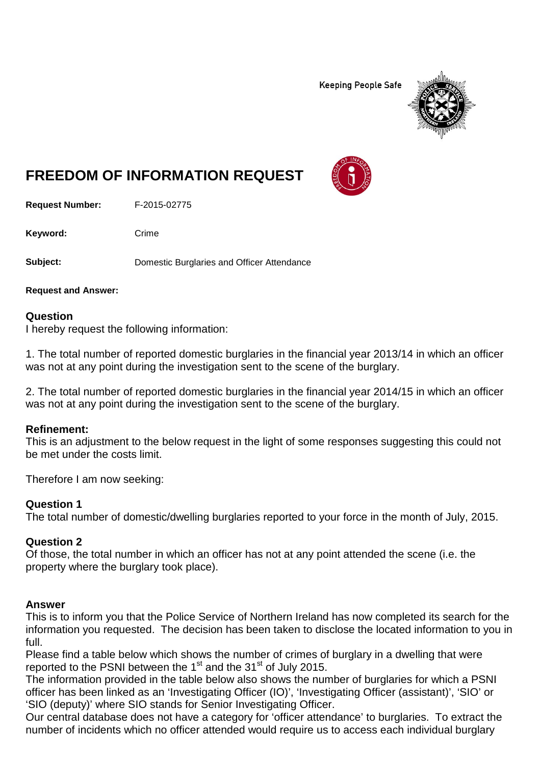Keeping People Safe

# FREEDOM OF INFORMATION REQUEST

**Request Number:** F-2015-02775

**Keyword:** Crime

**Subject:** Domestic Burglaries and Officer Attendance

**Request and Answer:**

### Question

I hereby request the following information:

1. The total number of reported domestic burglaries in the financial year 2013/14 in which an officer was not at any point during the investigation sent to the scene of the burglary.

2. The total number of reported domestic burglaries in the financial year 2014/15 in which an officer was not at any point during the investigation sent to the scene of the burglary.

### Refinement:

This is an adjustment to the below request in the light of some responses suggesting this could not be met under the costs limit.

Therefore I am now seeking:

### Question 1

The total number of domestic/dwelling burglaries reported to your force in the month of July, 2015.

### Question 2

Of those, the total number in which an officer has not at any point attended the scene (i.e. the property where the burglary took place).

### Answer

This is to inform you that the Police Service of Northern Ireland has now completed its search for the information you requested. The decision has been taken to disclose the located information to you in full.

Please find a table below which shows the number of crimes of burglary in a dwelling that were reported to the PSNI between the 1st and the 31st of July 2015.

The information provided in the table below also shows the number of burglaries for which a PSNI officer has been linked as an 'Investigating Officer (IO)', 'Investigating Officer (assistant)', 'SIO' or 'SIO (deputy)' where SIO stands for Senior Investigating Officer.

Our central database does not have a category for 'officer attendance' to burglaries. To extract the number of incidents which no officer attended would require us to access each individual burglary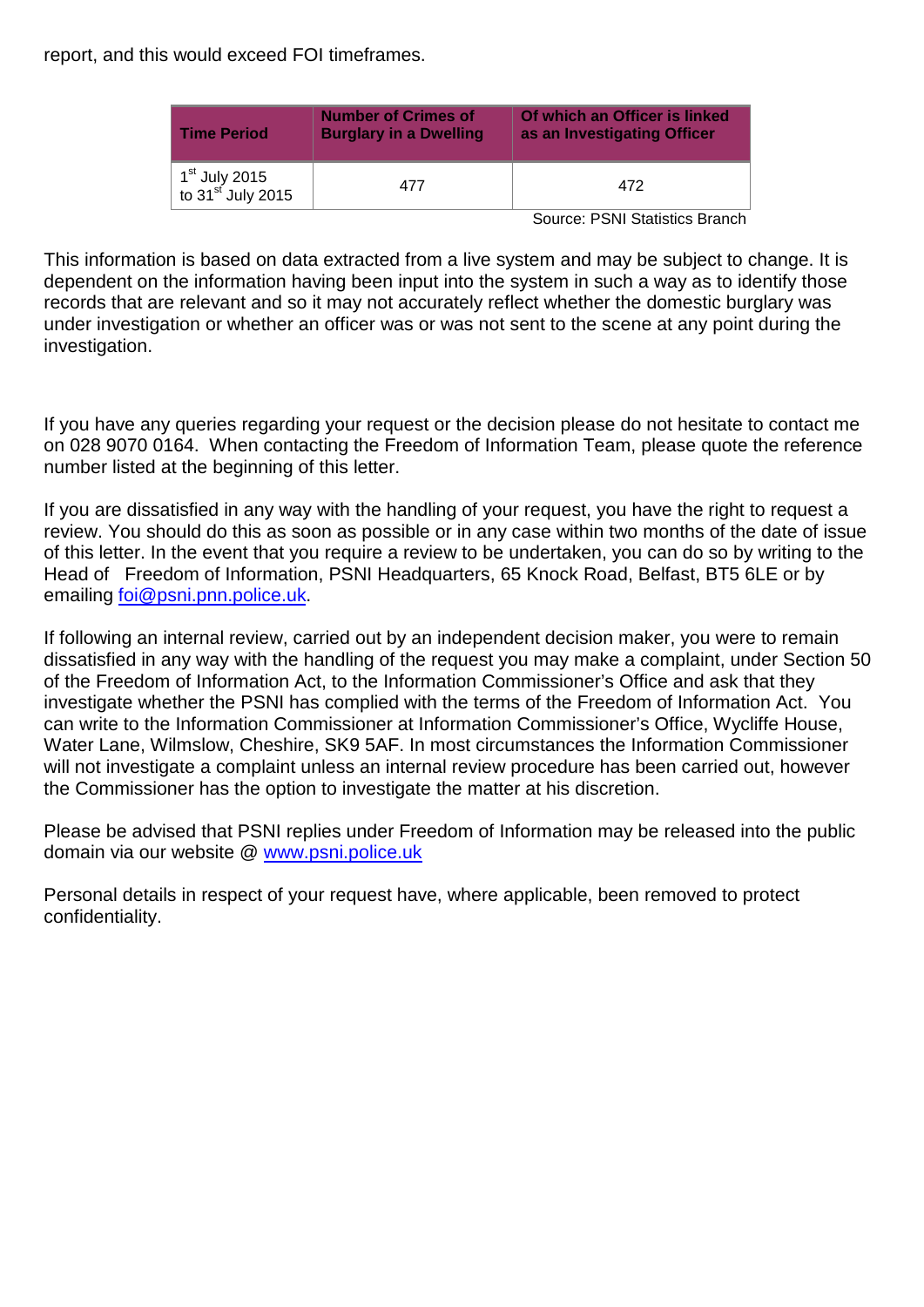report, and this would exceed FOI timeframes.

| Time Period | Number of Crimes of Burglary in a Dwelling | Of which an Officer is linked as an Investigating Officer |
|---|---|---|
| 1st July 2015 to 31st July 2015 | 477 | 472 |

Source: PSNI Statistics Branch

This information is based on data extracted from a live system and may be subject to change. It is dependent on the information having been input into the system in such a way as to identify those records that are relevant and so it may not accurately reflect whether the domestic burglary was under investigation or whether an officer was or was not sent to the scene at any point during the investigation.

If you have any queries regarding your request or the decision please do not hesitate to contact me on 028 9070 0164. When contacting the Freedom of Information Team, please quote the reference number listed at the beginning of this letter.

If you are dissatisfied in any way with the handling of your request, you have the right to request a review. You should do this as soon as possible or in any case within two months of the date of issue of this letter. In the event that you require a review to be undertaken, you can do so by writing to the Head of Freedom of Information, PSNI Headquarters, 65 Knock Road, Belfast, BT5 6LE or by emailing foi@psni.pnn.police.uk.

If following an internal review, carried out by an independent decision maker, you were to remain dissatisfied in any way with the handling of the request you may make a complaint, under Section 50 of the Freedom of Information Act, to the Information Commissioner's Office and ask that they investigate whether the PSNI has complied with the terms of the Freedom of Information Act. You can write to the Information Commissioner at Information Commissioner's Office, Wycliffe House, Water Lane, Wilmslow, Cheshire, SK9 5AF. In most circumstances the Information Commissioner will not investigate a complaint unless an internal review procedure has been carried out, however the Commissioner has the option to investigate the matter at his discretion.

Please be advised that PSNI replies under Freedom of Information may be released into the public domain via our website @ www.psni.police.uk

Personal details in respect of your request have, where applicable, been removed to protect confidentiality.